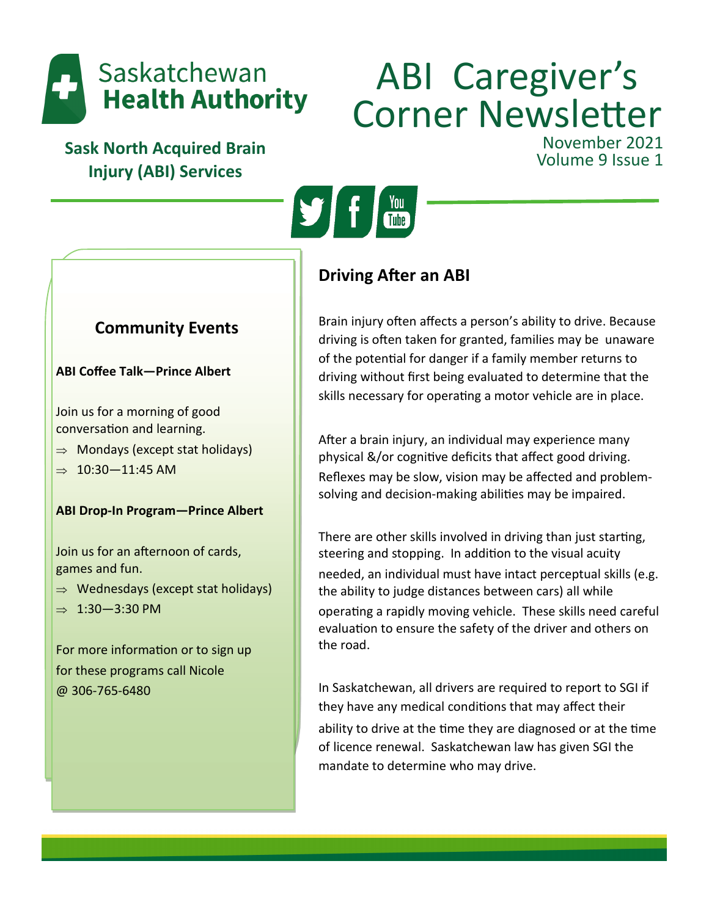Saskatchewan **Health Authority**

**Sask North Acquired Brain Injury (ABI) Services**

# ABI Caregiver's Corner Newsletter

November 2021
Volume 9 Issue 1

## Community Events

**ABI Coffee Talk—Prince Albert**

Join us for a morning of good conversation and learning.

- ⇒ Mondays (except stat holidays)
- ⇒ 10:30—11:45 AM

**ABI Drop-In Program—Prince Albert**

Join us for an afternoon of cards, games and fun.

- ⇒ Wednesdays (except stat holidays)
- ⇒ 1:30—3:30 PM

For more information or to sign up for these programs call Nicole @ 306-765-6480

## Driving After an ABI

Brain injury often affects a person's ability to drive. Because driving is often taken for granted, families may be unaware of the potential for danger if a family member returns to driving without first being evaluated to determine that the skills necessary for operating a motor vehicle are in place.

After a brain injury, an individual may experience many physical &/or cognitive deficits that affect good driving. Reflexes may be slow, vision may be affected and problem-solving and decision-making abilities may be impaired.

There are other skills involved in driving than just starting, steering and stopping. In addition to the visual acuity needed, an individual must have intact perceptual skills (e.g. the ability to judge distances between cars) all while operating a rapidly moving vehicle. These skills need careful evaluation to ensure the safety of the driver and others on the road.

In Saskatchewan, all drivers are required to report to SGI if they have any medical conditions that may affect their ability to drive at the time they are diagnosed or at the time of licence renewal. Saskatchewan law has given SGI the mandate to determine who may drive.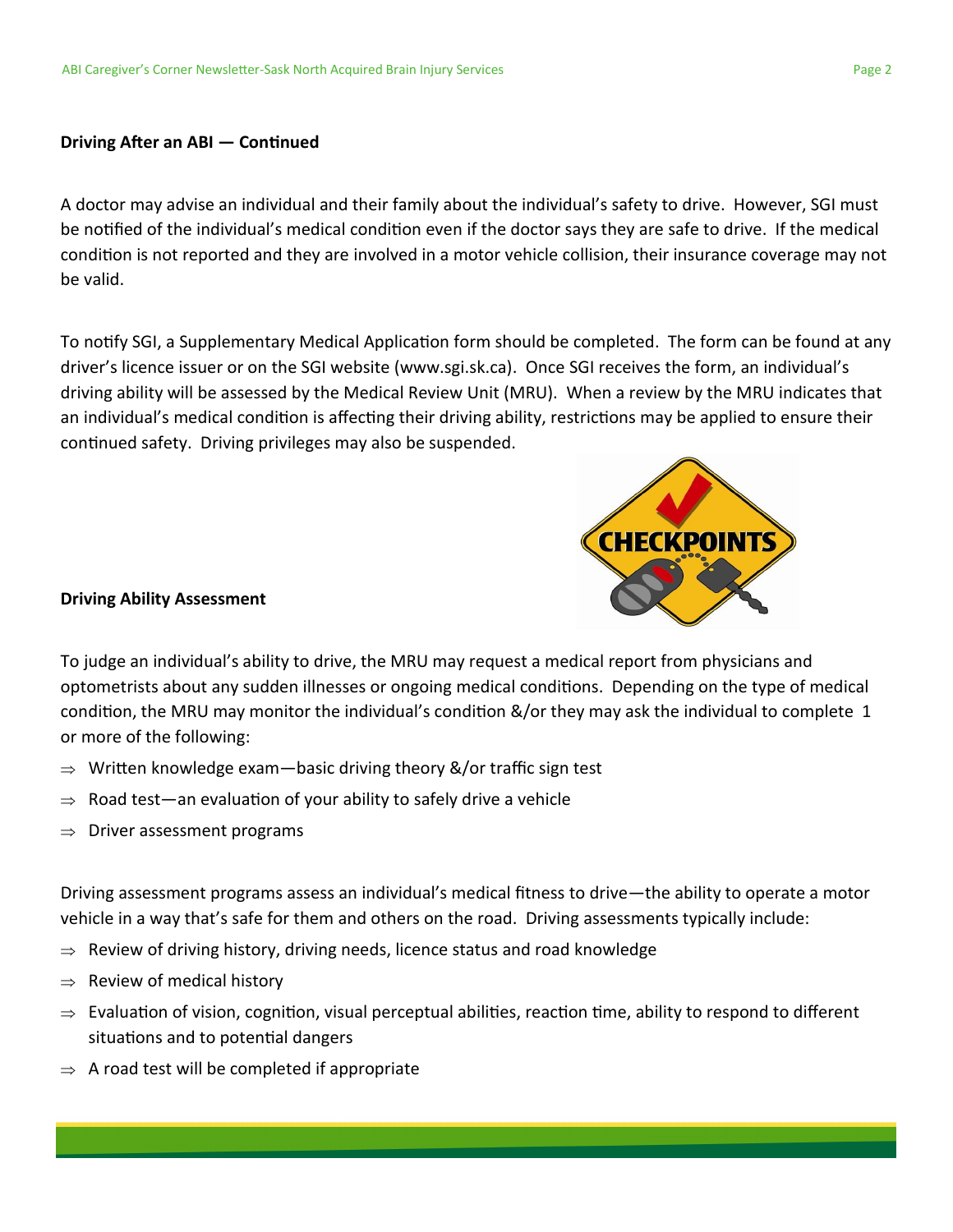**Driving After an ABI — Continued**

A doctor may advise an individual and their family about the individual's safety to drive. However, SGI must be notified of the individual's medical condition even if the doctor says they are safe to drive. If the medical condition is not reported and they are involved in a motor vehicle collision, their insurance coverage may not be valid.

To notify SGI, a Supplementary Medical Application form should be completed. The form can be found at any driver's licence issuer or on the SGI website (www.sgi.sk.ca). Once SGI receives the form, an individual's driving ability will be assessed by the Medical Review Unit (MRU). When a review by the MRU indicates that an individual's medical condition is affecting their driving ability, restrictions may be applied to ensure their continued safety. Driving privileges may also be suspended.

**Driving Ability Assessment**

To judge an individual's ability to drive, the MRU may request a medical report from physicians and optometrists about any sudden illnesses or ongoing medical conditions. Depending on the type of medical condition, the MRU may monitor the individual's condition &/or they may ask the individual to complete 1 or more of the following:

- Written knowledge exam—basic driving theory &/or traffic sign test
- Road test—an evaluation of your ability to safely drive a vehicle
- Driver assessment programs

Driving assessment programs assess an individual's medical fitness to drive—the ability to operate a motor vehicle in a way that's safe for them and others on the road. Driving assessments typically include:

- Review of driving history, driving needs, licence status and road knowledge
- Review of medical history
- Evaluation of vision, cognition, visual perceptual abilities, reaction time, ability to respond to different situations and to potential dangers
- A road test will be completed if appropriate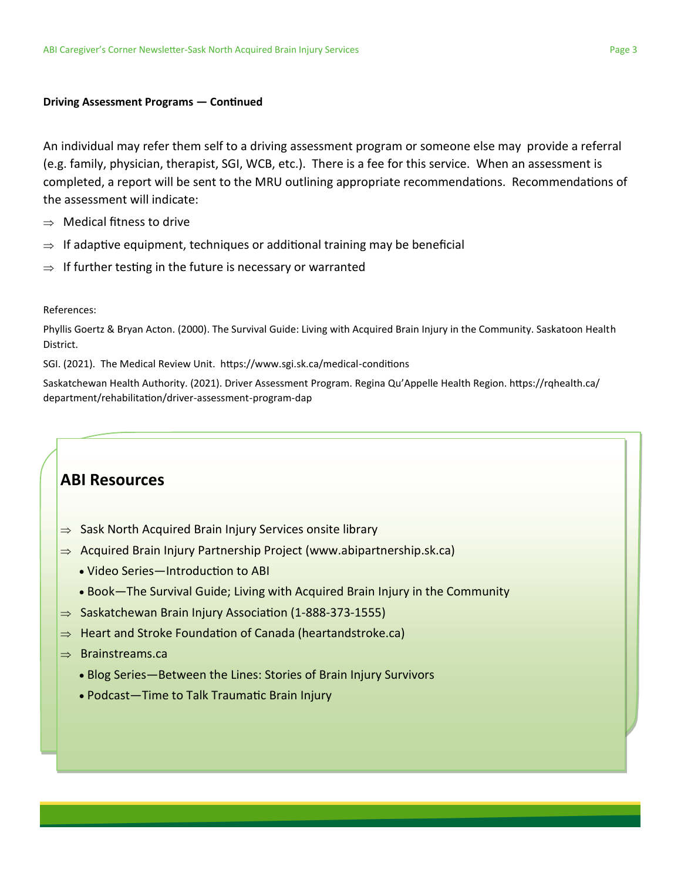**Driving Assessment Programs — Continued**

An individual may refer them self to a driving assessment program or someone else may provide a referral (e.g. family, physician, therapist, SGI, WCB, etc.). There is a fee for this service. When an assessment is completed, a report will be sent to the MRU outlining appropriate recommendations. Recommendations of the assessment will indicate:

⇒ Medical fitness to drive

⇒ If adaptive equipment, techniques or additional training may be beneficial

⇒ If further testing in the future is necessary or warranted

References:

Phyllis Goertz & Bryan Acton. (2000). The Survival Guide: Living with Acquired Brain Injury in the Community. Saskatoon Health District.

SGI. (2021). The Medical Review Unit. https://www.sgi.sk.ca/medical-conditions

Saskatchewan Health Authority. (2021). Driver Assessment Program. Regina Qu'Appelle Health Region. https://rqhealth.ca/department/rehabilitation/driver-assessment-program-dap

## ABI Resources

⇒ Sask North Acquired Brain Injury Services onsite library

⇒ Acquired Brain Injury Partnership Project (www.abipartnership.sk.ca)

- Video Series—Introduction to ABI
- Book—The Survival Guide; Living with Acquired Brain Injury in the Community

⇒ Saskatchewan Brain Injury Association (1-888-373-1555)

⇒ Heart and Stroke Foundation of Canada (heartandstroke.ca)

⇒ Brainstreams.ca

- Blog Series—Between the Lines: Stories of Brain Injury Survivors
- Podcast—Time to Talk Traumatic Brain Injury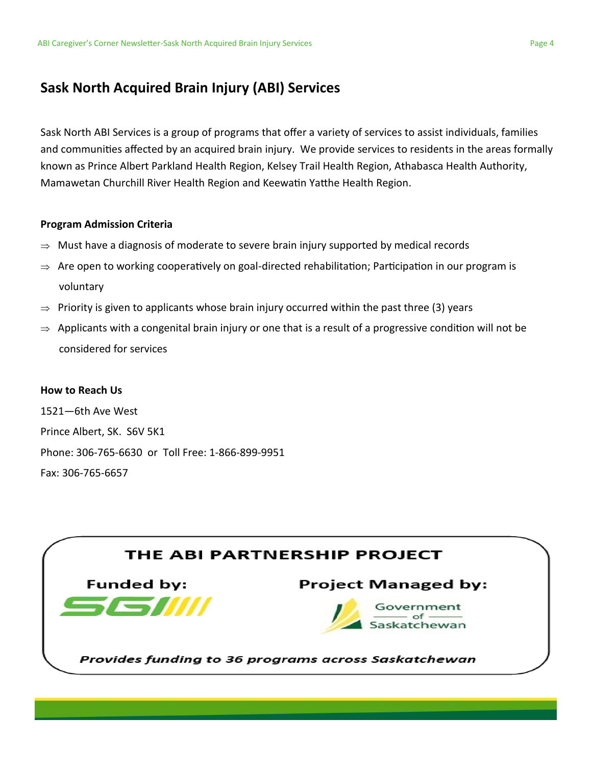## Sask North Acquired Brain Injury (ABI) Services

Sask North ABI Services is a group of programs that offer a variety of services to assist individuals, families and communities affected by an acquired brain injury. We provide services to residents in the areas formally known as Prince Albert Parkland Health Region, Kelsey Trail Health Region, Athabasca Health Authority, Mamawetan Churchill River Health Region and Keewatin Yatthe Health Region.

**Program Admission Criteria**

- ⇒ Must have a diagnosis of moderate to severe brain injury supported by medical records
- ⇒ Are open to working cooperatively on goal-directed rehabilitation; Participation in our program is voluntary
- ⇒ Priority is given to applicants whose brain injury occurred within the past three (3) years
- ⇒ Applicants with a congenital brain injury or one that is a result of a progressive condition will not be considered for services

**How to Reach Us**

1521—6th Ave West

Prince Albert, SK. S6V 5K1

Phone: 306-765-6630 or Toll Free: 1-866-899-9951

Fax: 306-765-6657

**THE ABI PARTNERSHIP PROJECT**

**Funded by:** SGI

**Project Managed by:** Government of Saskatchewan

*Provides funding to 36 programs across Saskatchewan*